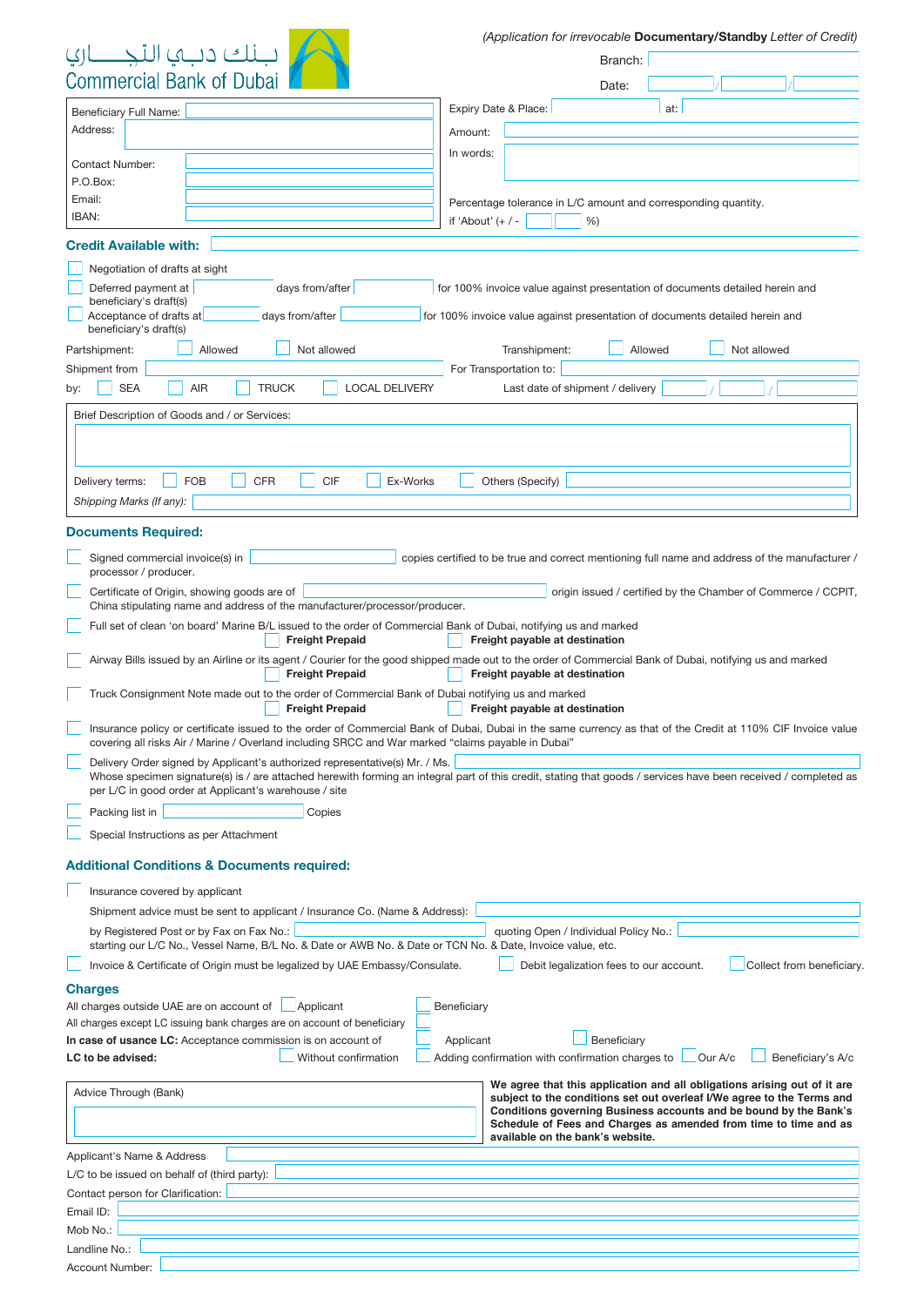بنك دبي التجاري
Commercial Bank of Dubai

*(Application for irrevocable* **Documentary/Standby** *Letter of Credit)*

Branch:

Date: / /

Beneficiary Full Name:

Address:

Contact Number:

P.O.Box:

Email:

IBAN:

Expiry Date & Place: at:

Amount:

In words:

Percentage tolerance in L/C amount and corresponding quantity.
if 'About' (+ / - %)

## Credit Available with:

☐ Negotiation of drafts at sight

☐ Deferred payment at days from/after for 100% invoice value against presentation of documents detailed herein and beneficiary's draft(s)

☐ Acceptance of drafts at days from/after for 100% invoice value against presentation of documents detailed herein and beneficiary's draft(s)

Partshipment: ☐ Allowed ☐ Not allowed Transhipment: ☐ Allowed ☐ Not allowed

Shipment from For Transportation to:

by: ☐ SEA ☐ AIR ☐ TRUCK ☐ LOCAL DELIVERY Last date of shipment / delivery / /

Brief Description of Goods and / or Services:

Delivery terms: ☐ FOB ☐ CFR ☐ CIF ☐ Ex-Works ☐ Others (Specify)

*Shipping Marks (If any):*

## Documents Required:

☐ Signed commercial invoice(s) in copies certified to be true and correct mentioning full name and address of the manufacturer / processor / producer.

☐ Certificate of Origin, showing goods are of origin issued / certified by the Chamber of Commerce / CCPIT, China stipulating name and address of the manufacturer/processor/producer.

☐ Full set of clean 'on board' Marine B/L issued to the order of Commercial Bank of Dubai, notifying us and marked
☐ **Freight Prepaid** ☐ **Freight payable at destination**

☐ Airway Bills issued by an Airline or its agent / Courier for the good shipped made out to the order of Commercial Bank of Dubai, notifying us and marked
☐ **Freight Prepaid** ☐ **Freight payable at destination**

☐ Truck Consignment Note made out to the order of Commercial Bank of Dubai notifying us and marked
☐ **Freight Prepaid** ☐ **Freight payable at destination**

☐ Insurance policy or certificate issued to the order of Commercial Bank of Dubai, Dubai in the same currency as that of the Credit at 110% CIF Invoice value covering all risks Air / Marine / Overland including SRCC and War marked "claims payable in Dubai"

☐ Delivery Order signed by Applicant's authorized representative(s) Mr. / Ms.
Whose specimen signature(s) is / are attached herewith forming an integral part of this credit, stating that goods / services have been received / completed as per L/C in good order at Applicant's warehouse / site

☐ Packing list in Copies

☐ Special Instructions as per Attachment

## Additional Conditions & Documents required:

☐ Insurance covered by applicant

Shipment advice must be sent to applicant / Insurance Co. (Name & Address):

by Registered Post or by Fax on Fax No.: quoting Open / Individual Policy No.:
starting our L/C No., Vessel Name, B/L No. & Date or AWB No. & Date or TCN No. & Date, Invoice value, etc.

☐ Invoice & Certificate of Origin must be legalized by UAE Embassy/Consulate. ☐ Debit legalization fees to our account. ☐ Collect from beneficiary.

## Charges

All charges outside UAE are on account of ☐ Applicant ☐ Beneficiary

All charges except LC issuing bank charges are on account of beneficiary ☐

**In case of usance LC:** Acceptance commission is on account of ☐ Applicant ☐ Beneficiary

**LC to be advised:** ☐ Without confirmation ☐ Adding confirmation with confirmation charges to ☐ Our A/c ☐ Beneficiary's A/c

Advice Through (Bank)

**We agree that this application and all obligations arising out of it are subject to the conditions set out overleaf I/We agree to the Terms and Conditions governing Business accounts and be bound by the Bank's Schedule of Fees and Charges as amended from time to time and as available on the bank's website.**

Applicant's Name & Address

L/C to be issued on behalf of (third party):

Contact person for Clarification:

Email ID:

Mob No.:

Landline No.:

Account Number: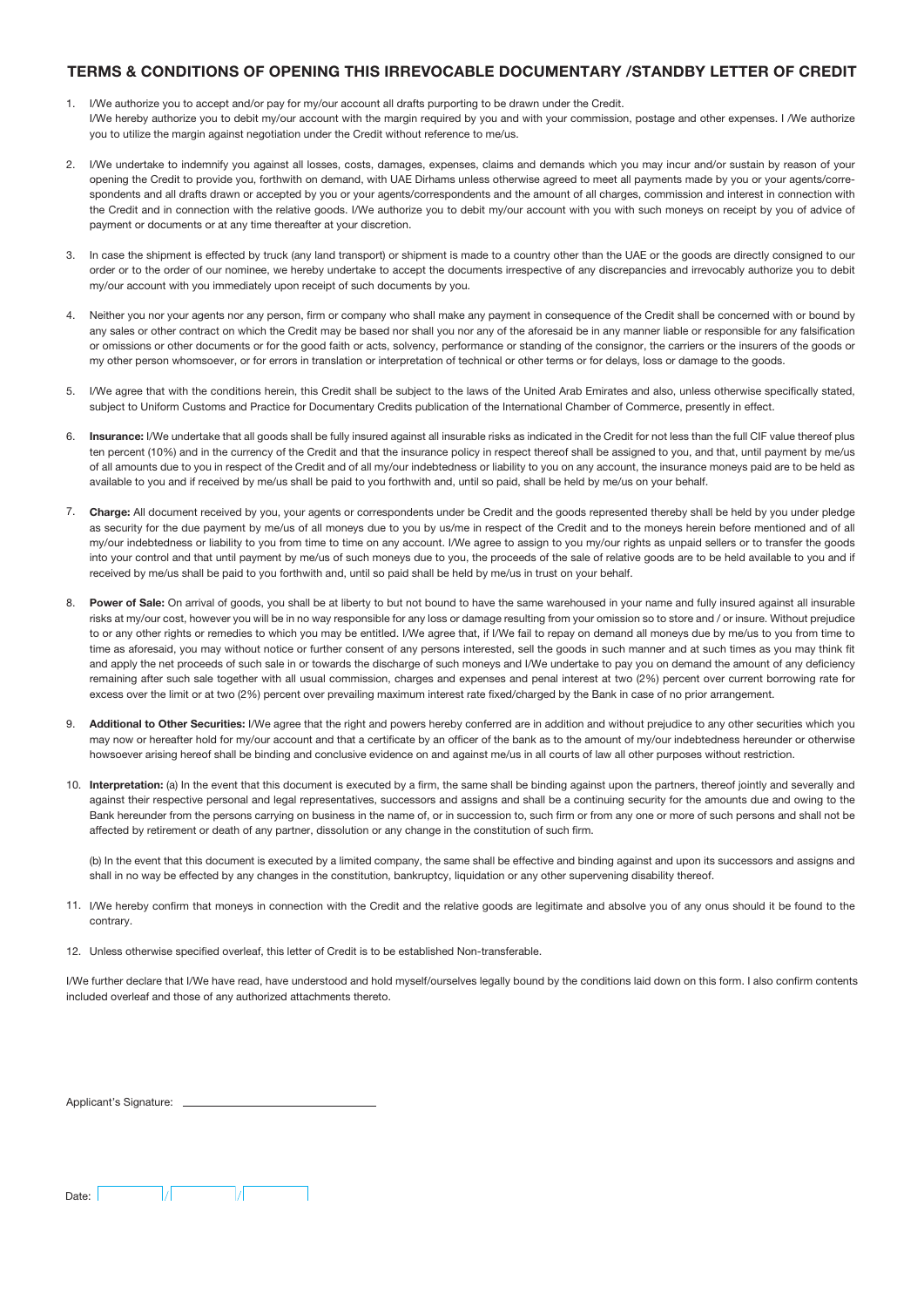## TERMS & CONDITIONS OF OPENING THIS IRREVOCABLE DOCUMENTARY /STANDBY LETTER OF CREDIT

1. I/We authorize you to accept and/or pay for my/our account all drafts purporting to be drawn under the Credit.
   I/We hereby authorize you to debit my/our account with the margin required by you and with your commission, postage and other expenses. I /We authorize you to utilize the margin against negotiation under the Credit without reference to me/us.

2. I/We undertake to indemnify you against all losses, costs, damages, expenses, claims and demands which you may incur and/or sustain by reason of your opening the Credit to provide you, forthwith on demand, with UAE Dirhams unless otherwise agreed to meet all payments made by you or your agents/correspondents and all drafts drawn or accepted by you or your agents/correspondents and the amount of all charges, commission and interest in connection with the Credit and in connection with the relative goods. I/We authorize you to debit my/our account with you with such moneys on receipt by you of advice of payment or documents or at any time thereafter at your discretion.

3. In case the shipment is effected by truck (any land transport) or shipment is made to a country other than the UAE or the goods are directly consigned to our order or to the order of our nominee, we hereby undertake to accept the documents irrespective of any discrepancies and irrevocably authorize you to debit my/our account with you immediately upon receipt of such documents by you.

4. Neither you nor your agents nor any person, firm or company who shall make any payment in consequence of the Credit shall be concerned with or bound by any sales or other contract on which the Credit may be based nor shall you nor any of the aforesaid be in any manner liable or responsible for any falsification or omissions or other documents or for the good faith or acts, solvency, performance or standing of the consignor, the carriers or the insurers of the goods or my other person whomsoever, or for errors in translation or interpretation of technical or other terms or for delays, loss or damage to the goods.

5. I/We agree that with the conditions herein, this Credit shall be subject to the laws of the United Arab Emirates and also, unless otherwise specifically stated, subject to Uniform Customs and Practice for Documentary Credits publication of the International Chamber of Commerce, presently in effect.

6. **Insurance:** I/We undertake that all goods shall be fully insured against all insurable risks as indicated in the Credit for not less than the full CIF value thereof plus ten percent (10%) and in the currency of the Credit and that the insurance policy in respect thereof shall be assigned to you, and that, until payment by me/us of all amounts due to you in respect of the Credit and of all my/our indebtedness or liability to you on any account, the insurance moneys paid are to be held as available to you and if received by me/us shall be paid to you forthwith and, until so paid, shall be held by me/us on your behalf.

7. **Charge:** All document received by you, your agents or correspondents under be Credit and the goods represented thereby shall be held by you under pledge as security for the due payment by me/us of all moneys due to you by us/me in respect of the Credit and to the moneys herein before mentioned and of all my/our indebtedness or liability to you from time to time on any account. I/We agree to assign to you my/our rights as unpaid sellers or to transfer the goods into your control and that until payment by me/us of such moneys due to you, the proceeds of the sale of relative goods are to be held available to you and if received by me/us shall be paid to you forthwith and, until so paid shall be held by me/us in trust on your behalf.

8. **Power of Sale:** On arrival of goods, you shall be at liberty to but not bound to have the same warehoused in your name and fully insured against all insurable risks at my/our cost, however you will be in no way responsible for any loss or damage resulting from your omission so to store and / or insure. Without prejudice to or any other rights or remedies to which you may be entitled. I/We agree that, if I/We fail to repay on demand all moneys due by me/us to you from time to time as aforesaid, you may without notice or further consent of any persons interested, sell the goods in such manner and at such times as you may think fit and apply the net proceeds of such sale in or towards the discharge of such moneys and I/We undertake to pay you on demand the amount of any deficiency remaining after such sale together with all usual commission, charges and expenses and penal interest at two (2%) percent over current borrowing rate for excess over the limit or at two (2%) percent over prevailing maximum interest rate fixed/charged by the Bank in case of no prior arrangement.

9. **Additional to Other Securities:** I/We agree that the right and powers hereby conferred are in addition and without prejudice to any other securities which you may now or hereafter hold for my/our account and that a certificate by an officer of the bank as to the amount of my/our indebtedness hereunder or otherwise howsoever arising hereof shall be binding and conclusive evidence on and against me/us in all courts of law all other purposes without restriction.

10. **Interpretation:** (a) In the event that this document is executed by a firm, the same shall be binding against upon the partners, thereof jointly and severally and against their respective personal and legal representatives, successors and assigns and shall be a continuing security for the amounts due and owing to the Bank hereunder from the persons carrying on business in the name of, or in succession to, such firm or from any one or more of such persons and shall not be affected by retirement or death of any partner, dissolution or any change in the constitution of such firm.

    (b) In the event that this document is executed by a limited company, the same shall be effective and binding against and upon its successors and assigns and shall in no way be effected by any changes in the constitution, bankruptcy, liquidation or any other supervening disability thereof.

11. I/We hereby confirm that moneys in connection with the Credit and the relative goods are legitimate and absolve you of any onus should it be found to the contrary.

12. Unless otherwise specified overleaf, this letter of Credit is to be established Non-transferable.

I/We further declare that I/We have read, have understood and hold myself/ourselves legally bound by the conditions laid down on this form. I also confirm contents included overleaf and those of any authorized attachments thereto.

Applicant's Signature: ______________________

Date: ____ / ____ / ____